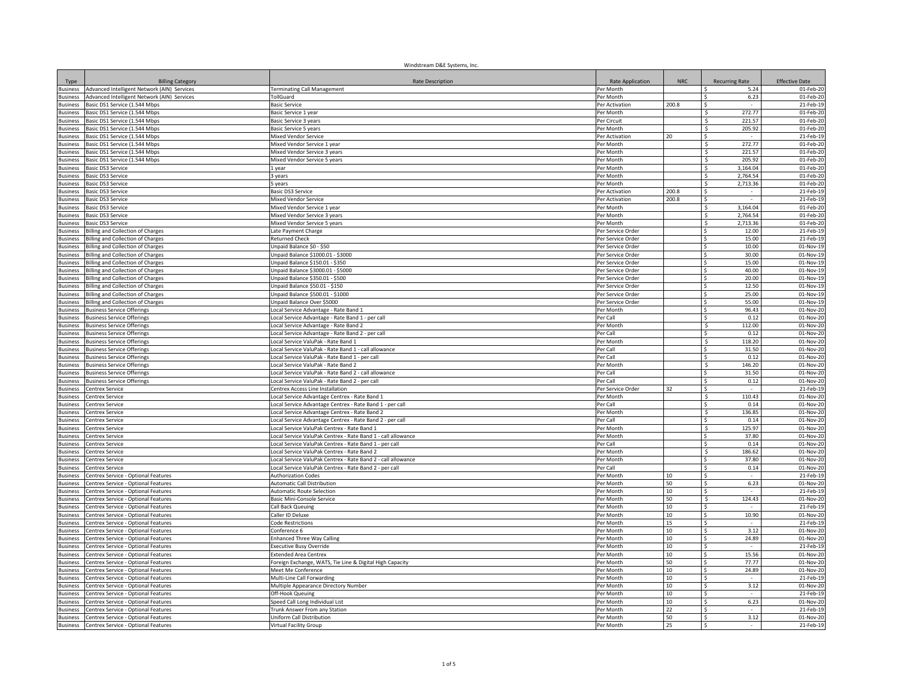Windstream D&E Systems, Inc.

| Type | Billing Category | Rate Description | Rate Application | NRC | Recurring Rate | Effective Date |
|---|---|---|---|---|---|---|
| Business | Advanced Intelligent Network (AIN) Services | Terminating Call Management | Per Month | | $ 5.24 | 01-Feb-20 |
| Business | Advanced Intelligent Network (AIN) Services | TollGuard | Per Month | | $ 6.23 | 01-Feb-20 |
| Business | Basic DS1 Service (1.544 Mbps | Basic Service | Per Activation | 200.8 | $ - | 21-Feb-19 |
| Business | Basic DS1 Service (1.544 Mbps | Basic Service 1 year | Per Month | | $ 272.77 | 01-Feb-20 |
| Business | Basic DS1 Service (1.544 Mbps | Basic Service 3 years | Per Circuit | | $ 221.57 | 01-Feb-20 |
| Business | Basic DS1 Service (1.544 Mbps | Basic Service 5 years | Per Month | | $ 205.92 | 01-Feb-20 |
| Business | Basic DS1 Service (1.544 Mbps | Mixed Vendor Service | Per Activation | 20 | $ - | 21-Feb-19 |
| Business | Basic DS1 Service (1.544 Mbps | Mixed Vendor Service 1 year | Per Month | | $ 272.77 | 01-Feb-20 |
| Business | Basic DS1 Service (1.544 Mbps | Mixed Vendor Service 3 years | Per Month | | $ 221.57 | 01-Feb-20 |
| Business | Basic DS1 Service (1.544 Mbps | Mixed Vendor Service 5 years | Per Month | | $ 205.92 | 01-Feb-20 |
| Business | Basic DS3 Service | 1 year | Per Month | | $ 3,164.04 | 01-Feb-20 |
| Business | Basic DS3 Service | 3 years | Per Month | | $ 2,764.54 | 01-Feb-20 |
| Business | Basic DS3 Service | 5 years | Per Month | | $ 2,713.36 | 01-Feb-20 |
| Business | Basic DS3 Service | Basic DS3 Service | Per Activation | 200.8 | $ - | 21-Feb-19 |
| Business | Basic DS3 Service | Mixed Vendor Service | Per Activation | 200.8 | $ - | 21-Feb-19 |
| Business | Basic DS3 Service | Mixed Vendor Service 1 year | Per Month | | $ 3,164.04 | 01-Feb-20 |
| Business | Basic DS3 Service | Mixed Vendor Service 3 years | Per Month | | $ 2,764.54 | 01-Feb-20 |
| Business | Basic DS3 Service | Mixed Vendor Service 5 years | Per Month | | $ 2,713.36 | 01-Feb-20 |
| Business | Billing and Collection of Charges | Late Payment Charge | Per Service Order | | $ 12.00 | 21-Feb-19 |
| Business | Billing and Collection of Charges | Returned Check | Per Service Order | | $ 15.00 | 21-Feb-19 |
| Business | Billing and Collection of Charges | Unpaid Balance $0 - $50 | Per Service Order | | $ 10.00 | 01-Nov-19 |
| Business | Billing and Collection of Charges | Unpaid Balance $1000.01 - $3000 | Per Service Order | | $ 30.00 | 01-Nov-19 |
| Business | Billing and Collection of Charges | Unpaid Balance $150.01 - $350 | Per Service Order | | $ 15.00 | 01-Nov-19 |
| Business | Billing and Collection of Charges | Unpaid Balance $3000.01 - $5000 | Per Service Order | | $ 40.00 | 01-Nov-19 |
| Business | Billing and Collection of Charges | Unpaid Balance $350.01 - $500 | Per Service Order | | $ 20.00 | 01-Nov-19 |
| Business | Billing and Collection of Charges | Unpaid Balance $50.01 - $150 | Per Service Order | | $ 12.50 | 01-Nov-19 |
| Business | Billing and Collection of Charges | Unpaid Balance $500.01 - $1000 | Per Service Order | | $ 25.00 | 01-Nov-19 |
| Business | Billing and Collection of Charges | Unpaid Balance Over $5000 | Per Service Order | | $ 55.00 | 01-Nov-19 |
| Business | Business Service Offerings | Local Service Advantage - Rate Band 1 | Per Month | | $ 96.43 | 01-Nov-20 |
| Business | Business Service Offerings | Local Service Advantage - Rate Band 1 - per call | Per Call | | $ 0.12 | 01-Nov-20 |
| Business | Business Service Offerings | Local Service Advantage - Rate Band 2 | Per Month | | $ 112.00 | 01-Nov-20 |
| Business | Business Service Offerings | Local Service Advantage - Rate Band 2 - per call | Per Call | | $ 0.12 | 01-Nov-20 |
| Business | Business Service Offerings | Local Service ValuPak - Rate Band 1 | Per Month | | $ 118.20 | 01-Nov-20 |
| Business | Business Service Offerings | Local Service ValuPak - Rate Band 1 - call allowance | Per Call | | $ 31.50 | 01-Nov-20 |
| Business | Business Service Offerings | Local Service ValuPak - Rate Band 1 - per call | Per Call | | $ 0.12 | 01-Nov-20 |
| Business | Business Service Offerings | Local Service ValuPak - Rate Band 2 | Per Month | | $ 146.20 | 01-Nov-20 |
| Business | Business Service Offerings | Local Service ValuPak - Rate Band 2 - call allowance | Per Call | | $ 31.50 | 01-Nov-20 |
| Business | Business Service Offerings | Local Service ValuPak - Rate Band 2 - per call | Per Call | | $ 0.12 | 01-Nov-20 |
| Business | Centrex Service | Centrex Access Line Installation | Per Service Order | 32 | $ - | 21-Feb-19 |
| Business | Centrex Service | Local Service Advantage Centrex - Rate Band 1 | Per Month | | $ 110.43 | 01-Nov-20 |
| Business | Centrex Service | Local Service Advantage Centrex - Rate Band 1 - per call | Per Call | | $ 0.14 | 01-Nov-20 |
| Business | Centrex Service | Local Service Advantage Centrex - Rate Band 2 | Per Month | | $ 136.85 | 01-Nov-20 |
| Business | Centrex Service | Local Service Advantage Centrex - Rate Band 2 - per call | Per Call | | $ 0.14 | 01-Nov-20 |
| Business | Centrex Service | Local Service ValuPak Centrex - Rate Band 1 | Per Month | | $ 125.97 | 01-Nov-20 |
| Business | Centrex Service | Local Service ValuPak Centrex - Rate Band 1 - call allowance | Per Month | | $ 37.80 | 01-Nov-20 |
| Business | Centrex Service | Local Service ValuPak Centrex - Rate Band 1 - per call | Per Call | | $ 0.14 | 01-Nov-20 |
| Business | Centrex Service | Local Service ValuPak Centrex - Rate Band 2 | Per Month | | $ 186.62 | 01-Nov-20 |
| Business | Centrex Service | Local Service ValuPak Centrex - Rate Band 2 - call allowance | Per Month | | $ 37.80 | 01-Nov-20 |
| Business | Centrex Service | Local Service ValuPak Centrex - Rate Band 2 - per call | Per Call | | $ 0.14 | 01-Nov-20 |
| Business | Centrex Service - Optional Features | Authorization Codes | Per Month | 10 | $ - | 21-Feb-19 |
| Business | Centrex Service - Optional Features | Automatic Call Distribution | Per Month | 50 | $ 6.23 | 01-Nov-20 |
| Business | Centrex Service - Optional Features | Automatic Route Selection | Per Month | 10 | $ - | 21-Feb-19 |
| Business | Centrex Service - Optional Features | Basic Mini-Console Service | Per Month | 50 | $ 124.43 | 01-Nov-20 |
| Business | Centrex Service - Optional Features | Call Back Queuing | Per Month | 10 | $ - | 21-Feb-19 |
| Business | Centrex Service - Optional Features | Caller ID Deluxe | Per Month | 10 | $ 10.90 | 01-Nov-20 |
| Business | Centrex Service - Optional Features | Code Restrictions | Per Month | 15 | $ - | 21-Feb-19 |
| Business | Centrex Service - Optional Features | Conference 6 | Per Month | 10 | $ 3.12 | 01-Nov-20 |
| Business | Centrex Service - Optional Features | Enhanced Three Way Calling | Per Month | 10 | $ 24.89 | 01-Nov-20 |
| Business | Centrex Service - Optional Features | Executive Busy Override | Per Month | 10 | $ - | 21-Feb-19 |
| Business | Centrex Service - Optional Features | Extended Area Centrex | Per Month | 10 | $ 15.56 | 01-Nov-20 |
| Business | Centrex Service - Optional Features | Foreign Exchange, WATS, Tie Line & Digital High Capacity | Per Month | 50 | $ 77.77 | 01-Nov-20 |
| Business | Centrex Service - Optional Features | Meet Me Conference | Per Month | 10 | $ 24.89 | 01-Nov-20 |
| Business | Centrex Service - Optional Features | Multi-Line Call Forwarding | Per Month | 10 | $ - | 21-Feb-19 |
| Business | Centrex Service - Optional Features | Multiple Appearance Directory Number | Per Month | 10 | $ 3.12 | 01-Nov-20 |
| Business | Centrex Service - Optional Features | Off-Hook Queuing | Per Month | 10 | $ - | 21-Feb-19 |
| Business | Centrex Service - Optional Features | Speed Call Long Individual List | Per Month | 10 | $ 6.23 | 01-Nov-20 |
| Business | Centrex Service - Optional Features | Trunk Answer From any Station | Per Month | 22 | $ - | 21-Feb-19 |
| Business | Centrex Service - Optional Features | Uniform Call Distribution | Per Month | 50 | $ 3.12 | 01-Nov-20 |
| Business | Centrex Service - Optional Features | Virtual Facility Group | Per Month | 25 | $ - | 21-Feb-19 |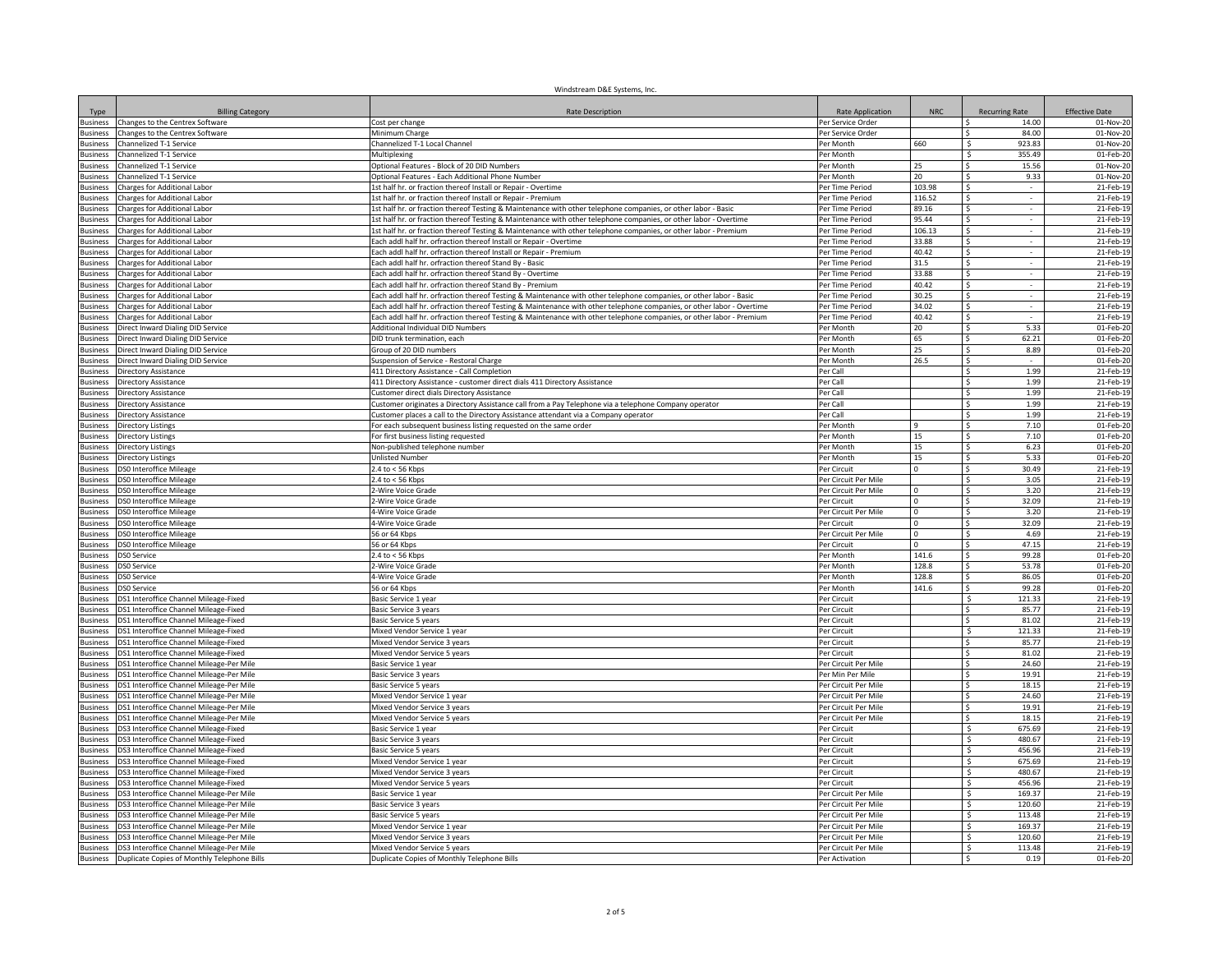Windstream D&E Systems, Inc.

| Type | Billing Category | Rate Description | Rate Application | NRC | Recurring Rate | Effective Date |
|---|---|---|---|---|---|---|
| Business | Changes to the Centrex Software | Cost per change | Per Service Order | | $ 14.00 | 01-Nov-20 |
| Business | Changes to the Centrex Software | Minimum Charge | Per Service Order | | $ 84.00 | 01-Nov-20 |
| Business | Channelized T-1 Service | Channelized T-1 Local Channel | Per Month | 660 | $ 923.83 | 01-Nov-20 |
| Business | Channelized T-1 Service | Multiplexing | Per Month | | $ 355.49 | 01-Feb-20 |
| Business | Channelized T-1 Service | Optional Features - Block of 20 DID Numbers | Per Month | 25 | $ 15.56 | 01-Nov-20 |
| Business | Channelized T-1 Service | Optional Features - Each Additional Phone Number | Per Month | 20 | $ 9.33 | 01-Nov-20 |
| Business | Charges for Additional Labor | 1st half hr. or fraction thereof Install or Repair - Overtime | Per Time Period | 103.98 | $ - | 21-Feb-19 |
| Business | Charges for Additional Labor | 1st half hr. or fraction thereof Install or Repair - Premium | Per Time Period | 116.52 | $ - | 21-Feb-19 |
| Business | Charges for Additional Labor | 1st half hr. or fraction thereof Testing & Maintenance with other telephone companies, or other labor - Basic | Per Time Period | 89.16 | $ - | 21-Feb-19 |
| Business | Charges for Additional Labor | 1st half hr. or fraction thereof Testing & Maintenance with other telephone companies, or other labor - Overtime | Per Time Period | 95.44 | $ - | 21-Feb-19 |
| Business | Charges for Additional Labor | 1st half hr. or fraction thereof Testing & Maintenance with other telephone companies, or other labor - Premium | Per Time Period | 106.13 | $ - | 21-Feb-19 |
| Business | Charges for Additional Labor | Each addl half hr. orfraction thereof Install or Repair - Overtime | Per Time Period | 33.88 | $ - | 21-Feb-19 |
| Business | Charges for Additional Labor | Each addl half hr. orfraction thereof Install or Repair - Premium | Per Time Period | 40.42 | $ - | 21-Feb-19 |
| Business | Charges for Additional Labor | Each addl half hr. orfraction thereof Stand By - Basic | Per Time Period | 31.5 | $ - | 21-Feb-19 |
| Business | Charges for Additional Labor | Each addl half hr. orfraction thereof Stand By - Overtime | Per Time Period | 33.88 | $ - | 21-Feb-19 |
| Business | Charges for Additional Labor | Each addl half hr. orfraction thereof Stand By - Premium | Per Time Period | 40.42 | $ - | 21-Feb-19 |
| Business | Charges for Additional Labor | Each addl half hr. orfraction thereof Testing & Maintenance with other telephone companies, or other labor - Basic | Per Time Period | 30.25 | $ - | 21-Feb-19 |
| Business | Charges for Additional Labor | Each addl half hr. orfraction thereof Testing & Maintenance with other telephone companies, or other labor - Overtime | Per Time Period | 34.02 | $ - | 21-Feb-19 |
| Business | Charges for Additional Labor | Each addl half hr. orfraction thereof Testing & Maintenance with other telephone companies, or other labor - Premium | Per Time Period | 40.42 | $ - | 21-Feb-19 |
| Business | Direct Inward Dialing DID Service | Additional Individual DID Numbers | Per Month | 20 | $ 5.33 | 01-Feb-20 |
| Business | Direct Inward Dialing DID Service | DID trunk termination, each | Per Month | 65 | $ 62.21 | 01-Feb-20 |
| Business | Direct Inward Dialing DID Service | Group of 20 DID numbers | Per Month | 25 | $ 8.89 | 01-Feb-20 |
| Business | Direct Inward Dialing DID Service | Suspension of Service - Restoral Charge | Per Month | 26.5 | $ - | 01-Feb-20 |
| Business | Directory Assistance | 411 Directory Assistance - Call Completion | Per Call | | $ 1.99 | 21-Feb-19 |
| Business | Directory Assistance | 411 Directory Assistance - customer direct dials 411 Directory Assistance | Per Call | | $ 1.99 | 21-Feb-19 |
| Business | Directory Assistance | Customer direct dials Directory Assistance | Per Call | | $ 1.99 | 21-Feb-19 |
| Business | Directory Assistance | Customer originates a Directory Assistance call from a Pay Telephone via a telephone Company operator | Per Call | | $ 1.99 | 21-Feb-19 |
| Business | Directory Assistance | Customer places a call to the Directory Assistance attendant via a Company operator | Per Call | | $ 1.99 | 21-Feb-19 |
| Business | Directory Listings | For each subsequent business listing requested on the same order | Per Month | 9 | $ 7.10 | 01-Feb-20 |
| Business | Directory Listings | For first business listing requested | Per Month | 15 | $ 7.10 | 01-Feb-20 |
| Business | Directory Listings | Non-published telephone number | Per Month | 15 | $ 6.23 | 01-Feb-20 |
| Business | Directory Listings | Unlisted Number | Per Month | 15 | $ 5.33 | 01-Feb-20 |
| Business | DS0 Interoffice Mileage | 2.4 to < 56 Kbps | Per Circuit | 0 | $ 30.49 | 21-Feb-19 |
| Business | DS0 Interoffice Mileage | 2.4 to < 56 Kbps | Per Circuit Per Mile | | $ 3.05 | 21-Feb-19 |
| Business | DS0 Interoffice Mileage | 2-Wire Voice Grade | Per Circuit Per Mile | 0 | $ 3.20 | 21-Feb-19 |
| Business | DS0 Interoffice Mileage | 2-Wire Voice Grade | Per Circuit | 0 | $ 32.09 | 21-Feb-19 |
| Business | DS0 Interoffice Mileage | 4-Wire Voice Grade | Per Circuit Per Mile | 0 | $ 3.20 | 21-Feb-19 |
| Business | DS0 Interoffice Mileage | 4-Wire Voice Grade | Per Circuit | 0 | $ 32.09 | 21-Feb-19 |
| Business | DS0 Interoffice Mileage | 56 or 64 Kbps | Per Circuit Per Mile | 0 | $ 4.69 | 21-Feb-19 |
| Business | DS0 Interoffice Mileage | 56 or 64 Kbps | Per Circuit | 0 | $ 47.15 | 21-Feb-19 |
| Business | DS0 Service | 2.4 to < 56 Kbps | Per Month | 141.6 | $ 99.28 | 01-Feb-20 |
| Business | DS0 Service | 2-Wire Voice Grade | Per Month | 128.8 | $ 53.78 | 01-Feb-20 |
| Business | DS0 Service | 4-Wire Voice Grade | Per Month | 128.8 | $ 86.05 | 01-Feb-20 |
| Business | DS0 Service | 56 or 64 Kbps | Per Month | 141.6 | $ 99.28 | 01-Feb-20 |
| Business | DS1 Interoffice Channel Mileage-Fixed | Basic Service 1 year | Per Circuit | | $ 121.33 | 21-Feb-19 |
| Business | DS1 Interoffice Channel Mileage-Fixed | Basic Service 3 years | Per Circuit | | $ 85.77 | 21-Feb-19 |
| Business | DS1 Interoffice Channel Mileage-Fixed | Basic Service 5 years | Per Circuit | | $ 81.02 | 21-Feb-19 |
| Business | DS1 Interoffice Channel Mileage-Fixed | Mixed Vendor Service 1 year | Per Circuit | | $ 121.33 | 21-Feb-19 |
| Business | DS1 Interoffice Channel Mileage-Fixed | Mixed Vendor Service 3 years | Per Circuit | | $ 85.77 | 21-Feb-19 |
| Business | DS1 Interoffice Channel Mileage-Fixed | Mixed Vendor Service 5 years | Per Circuit | | $ 81.02 | 21-Feb-19 |
| Business | DS1 Interoffice Channel Mileage-Per Mile | Basic Service 1 year | Per Circuit Per Mile | | $ 24.60 | 21-Feb-19 |
| Business | DS1 Interoffice Channel Mileage-Per Mile | Basic Service 3 years | Per Min Per Mile | | $ 19.91 | 21-Feb-19 |
| Business | DS1 Interoffice Channel Mileage-Per Mile | Basic Service 5 years | Per Circuit Per Mile | | $ 18.15 | 21-Feb-19 |
| Business | DS1 Interoffice Channel Mileage-Per Mile | Mixed Vendor Service 1 year | Per Circuit Per Mile | | $ 24.60 | 21-Feb-19 |
| Business | DS1 Interoffice Channel Mileage-Per Mile | Mixed Vendor Service 3 years | Per Circuit Per Mile | | $ 19.91 | 21-Feb-19 |
| Business | DS1 Interoffice Channel Mileage-Per Mile | Mixed Vendor Service 5 years | Per Circuit Per Mile | | $ 18.15 | 21-Feb-19 |
| Business | DS3 Interoffice Channel Mileage-Fixed | Basic Service 1 year | Per Circuit | | $ 675.69 | 21-Feb-19 |
| Business | DS3 Interoffice Channel Mileage-Fixed | Basic Service 3 years | Per Circuit | | $ 480.67 | 21-Feb-19 |
| Business | DS3 Interoffice Channel Mileage-Fixed | Basic Service 5 years | Per Circuit | | $ 456.96 | 21-Feb-19 |
| Business | DS3 Interoffice Channel Mileage-Fixed | Mixed Vendor Service 1 year | Per Circuit | | $ 675.69 | 21-Feb-19 |
| Business | DS3 Interoffice Channel Mileage-Fixed | Mixed Vendor Service 3 years | Per Circuit | | $ 480.67 | 21-Feb-19 |
| Business | DS3 Interoffice Channel Mileage-Fixed | Mixed Vendor Service 5 years | Per Circuit | | $ 456.96 | 21-Feb-19 |
| Business | DS3 Interoffice Channel Mileage-Per Mile | Basic Service 1 year | Per Circuit Per Mile | | $ 169.37 | 21-Feb-19 |
| Business | DS3 Interoffice Channel Mileage-Per Mile | Basic Service 3 years | Per Circuit Per Mile | | $ 120.60 | 21-Feb-19 |
| Business | DS3 Interoffice Channel Mileage-Per Mile | Basic Service 5 years | Per Circuit Per Mile | | $ 113.48 | 21-Feb-19 |
| Business | DS3 Interoffice Channel Mileage-Per Mile | Mixed Vendor Service 1 year | Per Circuit Per Mile | | $ 169.37 | 21-Feb-19 |
| Business | DS3 Interoffice Channel Mileage-Per Mile | Mixed Vendor Service 3 years | Per Circuit Per Mile | | $ 120.60 | 21-Feb-19 |
| Business | DS3 Interoffice Channel Mileage-Per Mile | Mixed Vendor Service 5 years | Per Circuit Per Mile | | $ 113.48 | 21-Feb-19 |
| Business | Duplicate Copies of Monthly Telephone Bills | Duplicate Copies of Monthly Telephone Bills | Per Activation | | $ 0.19 | 01-Feb-20 |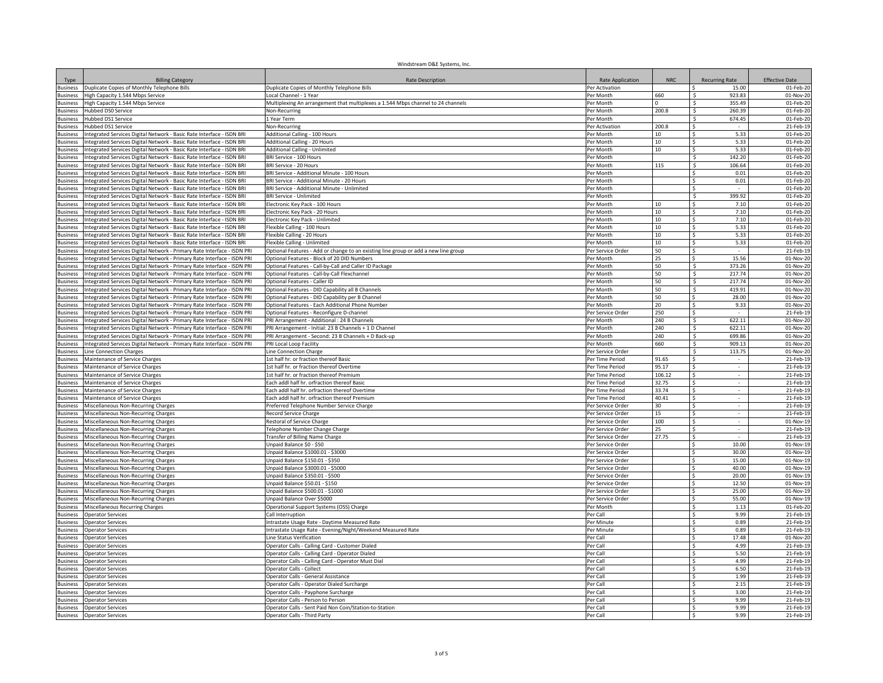# Windstream D&E Systems, Inc.

| Type | Billing Category | Rate Description | Rate Application | NRC | Recurring Rate | Effective Date |
|---|---|---|---|---|---|---|
| Business | Duplicate Copies of Monthly Telephone Bills | Duplicate Copies of Monthly Telephone Bills | Per Activation | | $ 15.00 | 01-Feb-20 |
| Business | High Capacity 1.544 Mbps Service | Local Channel - 1 Year | Per Month | 660 | $ 923.83 | 01-Nov-20 |
| Business | High Capacity 1.544 Mbps Service | Multiplexing An arrangement that multiplexes a 1.544 Mbps channel to 24 channels | Per Month | 0 | $ 355.49 | 01-Feb-20 |
| Business | Hubbed DS0 Service | Non-Recurring | Per Month | 200.8 | $ 260.39 | 01-Feb-20 |
| Business | Hubbed DS1 Service | 1 Year Term | Per Month | | $ 674.45 | 01-Feb-20 |
| Business | Hubbed DS1 Service | Non-Recurring | Per Activation | 200.8 | $ - | 21-Feb-19 |
| Business | Integrated Services Digital Network - Basic Rate Interface - ISDN BRI | Additional Calling - 100 Hours | Per Month | 10 | $ 5.33 | 01-Feb-20 |
| Business | Integrated Services Digital Network - Basic Rate Interface - ISDN BRI | Additional Calling - 20 Hours | Per Month | 10 | $ 5.33 | 01-Feb-20 |
| Business | Integrated Services Digital Network - Basic Rate Interface - ISDN BRI | Additional Calling - Unlimited | Per Month | 10 | $ 5.33 | 01-Feb-20 |
| Business | Integrated Services Digital Network - Basic Rate Interface - ISDN BRI | BRI Service - 100 Hours | Per Month | | $ 142.20 | 01-Feb-20 |
| Business | Integrated Services Digital Network - Basic Rate Interface - ISDN BRI | BRI Service - 20 Hours | Per Month | 115 | $ 106.64 | 01-Feb-20 |
| Business | Integrated Services Digital Network - Basic Rate Interface - ISDN BRI | BRI Service - Additional Minute - 100 Hours | Per Month | | $ 0.01 | 01-Feb-20 |
| Business | Integrated Services Digital Network - Basic Rate Interface - ISDN BRI | BRI Service - Additional Minute - 20 Hours | Per Month | | $ 0.01 | 01-Feb-20 |
| Business | Integrated Services Digital Network - Basic Rate Interface - ISDN BRI | BRI Service - Additional Minute - Unlimited | Per Month | | $ - | 01-Feb-20 |
| Business | Integrated Services Digital Network - Basic Rate Interface - ISDN BRI | BRI Service - Unlimited | Per Month | | $ 399.92 | 01-Feb-20 |
| Business | Integrated Services Digital Network - Basic Rate Interface - ISDN BRI | Electronic Key Pack - 100 Hours | Per Month | 10 | $ 7.10 | 01-Feb-20 |
| Business | Integrated Services Digital Network - Basic Rate Interface - ISDN BRI | Electronic Key Pack - 20 Hours | Per Month | 10 | $ 7.10 | 01-Feb-20 |
| Business | Integrated Services Digital Network - Basic Rate Interface - ISDN BRI | Electronic Key Pack - Unlimited | Per Month | 10 | $ 7.10 | 01-Feb-20 |
| Business | Integrated Services Digital Network - Basic Rate Interface - ISDN BRI | Flexible Calling - 100 Hours | Per Month | 10 | $ 5.33 | 01-Feb-20 |
| Business | Integrated Services Digital Network - Basic Rate Interface - ISDN BRI | Flexible Calling - 20 Hours | Per Month | 10 | $ 5.33 | 01-Feb-20 |
| Business | Integrated Services Digital Network - Basic Rate Interface - ISDN BRI | Flexible Calling - Unlimited | Per Month | 10 | $ 5.33 | 01-Feb-20 |
| Business | Integrated Services Digital Network - Primary Rate Interface - ISDN PRI | Optional Features - Add or change to an existing line group or add a new line group | Per Service Order | 50 | $ - | 21-Feb-19 |
| Business | Integrated Services Digital Network - Primary Rate Interface - ISDN PRI | Optional Features - Block of 20 DID Numbers | Per Month | 25 | $ 15.56 | 01-Nov-20 |
| Business | Integrated Services Digital Network - Primary Rate Interface - ISDN PRI | Optional Features - Call-by-Call and Caller ID Package | Per Month | 50 | $ 373.26 | 01-Nov-20 |
| Business | Integrated Services Digital Network - Primary Rate Interface - ISDN PRI | Optional Features - Call-by-Call Flexchannel | Per Month | 50 | $ 217.74 | 01-Nov-20 |
| Business | Integrated Services Digital Network - Primary Rate Interface - ISDN PRI | Optional Features - Caller ID | Per Month | 50 | $ 217.74 | 01-Nov-20 |
| Business | Integrated Services Digital Network - Primary Rate Interface - ISDN PRI | Optional Features - DID Capability all B Channels | Per Month | 50 | $ 419.91 | 01-Nov-20 |
| Business | Integrated Services Digital Network - Primary Rate Interface - ISDN PRI | Optional Features - DID Capability per B Channel | Per Month | 50 | $ 28.00 | 01-Nov-20 |
| Business | Integrated Services Digital Network - Primary Rate Interface - ISDN PRI | Optional Features - Each Additional Phone Number | Per Month | 20 | $ 9.33 | 01-Nov-20 |
| Business | Integrated Services Digital Network - Primary Rate Interface - ISDN PRI | Optional Features - Reconfigure D-channel | Per Service Order | 250 | $ - | 21-Feb-19 |
| Business | Integrated Services Digital Network - Primary Rate Interface - ISDN PRI | PRI Arrangement - Additional : 24 B Channels | Per Month | 240 | $ 622.11 | 01-Nov-20 |
| Business | Integrated Services Digital Network - Primary Rate Interface - ISDN PRI | PRI Arrangement - Initial: 23 B Channels + 1 D Channel | Per Month | 240 | $ 622.11 | 01-Nov-20 |
| Business | Integrated Services Digital Network - Primary Rate Interface - ISDN PRI | PRI Arrangement - Second: 23 B Channels + D Back-up | Per Month | 240 | $ 699.86 | 01-Nov-20 |
| Business | Integrated Services Digital Network - Primary Rate Interface - ISDN PRI | PRI Local Loop Facility | Per Month | 660 | $ 909.13 | 01-Nov-20 |
| Business | Line Connection Charges | Line Connection Charge | Per Service Order | | $ 113.75 | 01-Nov-20 |
| Business | Maintenance of Service Charges | 1st half hr. or fraction thereof Basic | Per Time Period | 91.65 | $ - | 21-Feb-19 |
| Business | Maintenance of Service Charges | 1st half hr. or fraction thereof Overtime | Per Time Period | 95.17 | $ - | 21-Feb-19 |
| Business | Maintenance of Service Charges | 1st half hr. or fraction thereof Premium | Per Time Period | 106.12 | $ - | 21-Feb-19 |
| Business | Maintenance of Service Charges | Each addl half hr. orfraction thereof Basic | Per Time Period | 32.75 | $ - | 21-Feb-19 |
| Business | Maintenance of Service Charges | Each addl half hr. orfraction thereof Overtime | Per Time Period | 33.74 | $ - | 21-Feb-19 |
| Business | Maintenance of Service Charges | Each addl half hr. orfraction thereof Premium | Per Time Period | 40.41 | $ - | 21-Feb-19 |
| Business | Miscellaneous Non-Recurring Charges | Preferred Telephone Number Service Charge | Per Service Order | 30 | $ - | 21-Feb-19 |
| Business | Miscellaneous Non-Recurring Charges | Record Service Charge | Per Service Order | 15 | $ - | 21-Feb-19 |
| Business | Miscellaneous Non-Recurring Charges | Restoral of Service Charge | Per Service Order | 100 | $ - | 01-Nov-19 |
| Business | Miscellaneous Non-Recurring Charges | Telephone Number Change Charge | Per Service Order | 25 | $ - | 21-Feb-19 |
| Business | Miscellaneous Non-Recurring Charges | Transfer of Billing Name Charge | Per Service Order | 27.75 | $ - | 21-Feb-19 |
| Business | Miscellaneous Non-Recurring Charges | Unpaid Balance $0 - $50 | Per Service Order | | $ 10.00 | 01-Nov-19 |
| Business | Miscellaneous Non-Recurring Charges | Unpaid Balance $1000.01 - $3000 | Per Service Order | | $ 30.00 | 01-Nov-19 |
| Business | Miscellaneous Non-Recurring Charges | Unpaid Balance $150.01 - $350 | Per Service Order | | $ 15.00 | 01-Nov-19 |
| Business | Miscellaneous Non-Recurring Charges | Unpaid Balance $3000.01 - $5000 | Per Service Order | | $ 40.00 | 01-Nov-19 |
| Business | Miscellaneous Non-Recurring Charges | Unpaid Balance $350.01 - $500 | Per Service Order | | $ 20.00 | 01-Nov-19 |
| Business | Miscellaneous Non-Recurring Charges | Unpaid Balance $50.01 - $150 | Per Service Order | | $ 12.50 | 01-Nov-19 |
| Business | Miscellaneous Non-Recurring Charges | Unpaid Balance $500.01 - $1000 | Per Service Order | | $ 25.00 | 01-Nov-19 |
| Business | Miscellaneous Non-Recurring Charges | Unpaid Balance Over $5000 | Per Service Order | | $ 55.00 | 01-Nov-19 |
| Business | Miscellaneous Recurring Charges | Operational Support Systems (OSS) Charge | Per Month | | $ 1.13 | 01-Feb-20 |
| Business | Operator Services | Call Interruption | Per Call | | $ 9.99 | 21-Feb-19 |
| Business | Operator Services | Intrastate Usage Rate - Daytime Measured Rate | Per Minute | | $ 0.89 | 21-Feb-19 |
| Business | Operator Services | Intrastate Usage Rate - Evening/Night/Weekend Measured Rate | Per Minute | | $ 0.89 | 21-Feb-19 |
| Business | Operator Services | Line Status Verification | Per Call | | $ 17.48 | 01-Nov-20 |
| Business | Operator Services | Operator Calls - Calling Card - Customer Dialed | Per Call | | $ 4.99 | 21-Feb-19 |
| Business | Operator Services | Operator Calls - Calling Card - Operator Dialed | Per Call | | $ 5.50 | 21-Feb-19 |
| Business | Operator Services | Operator Calls - Calling Card - Operator Must Dial | Per Call | | $ 4.99 | 21-Feb-19 |
| Business | Operator Services | Operator Calls - Collect | Per Call | | $ 6.50 | 21-Feb-19 |
| Business | Operator Services | Operator Calls - General Assistance | Per Call | | $ 1.99 | 21-Feb-19 |
| Business | Operator Services | Operator Calls - Operator Dialed Surcharge | Per Call | | $ 2.15 | 21-Feb-19 |
| Business | Operator Services | Operator Calls - Payphone Surcharge | Per Call | | $ 3.00 | 21-Feb-19 |
| Business | Operator Services | Operator Calls - Person to Person | Per Call | | $ 9.99 | 21-Feb-19 |
| Business | Operator Services | Operator Calls - Sent Paid Non Coin/Station-to-Station | Per Call | | $ 9.99 | 21-Feb-19 |
| Business | Operator Services | Operator Calls - Third Party | Per Call | | $ 9.99 | 21-Feb-19 |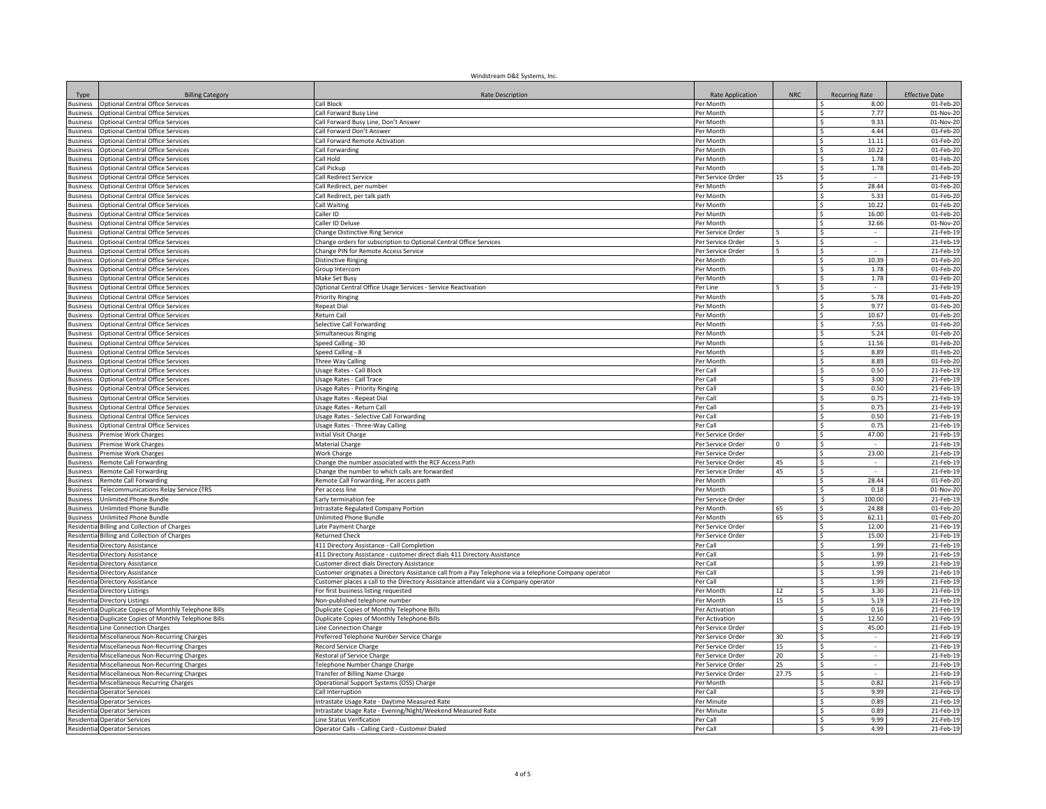Windstream D&E Systems, Inc.

| Type | Billing Category | Rate Description | Rate Application | NRC | Recurring Rate | Effective Date |
|---|---|---|---|---|---|---|
| Business | Optional Central Office Services | Call Block | Per Month | | $ 8.00 | 01-Feb-20 |
| Business | Optional Central Office Services | Call Forward Busy Line | Per Month | | $ 7.77 | 01-Nov-20 |
| Business | Optional Central Office Services | Call Forward Busy Line, Don't Answer | Per Month | | $ 9.33 | 01-Nov-20 |
| Business | Optional Central Office Services | Call Forward Don't Answer | Per Month | | $ 4.44 | 01-Feb-20 |
| Business | Optional Central Office Services | Call Forward Remote Activation | Per Month | | $ 11.11 | 01-Feb-20 |
| Business | Optional Central Office Services | Call Forwarding | Per Month | | $ 10.22 | 01-Feb-20 |
| Business | Optional Central Office Services | Call Hold | Per Month | | $ 1.78 | 01-Feb-20 |
| Business | Optional Central Office Services | Call Pickup | Per Month | | $ 1.78 | 01-Feb-20 |
| Business | Optional Central Office Services | Call Redirect Service | Per Service Order | 15 | $ - | 21-Feb-19 |
| Business | Optional Central Office Services | Call Redirect, per number | Per Month | | $ 28.44 | 01-Feb-20 |
| Business | Optional Central Office Services | Call Redirect, per talk path | Per Month | | $ 5.33 | 01-Feb-20 |
| Business | Optional Central Office Services | Call Waiting | Per Month | | $ 10.22 | 01-Feb-20 |
| Business | Optional Central Office Services | Caller ID | Per Month | | $ 16.00 | 01-Feb-20 |
| Business | Optional Central Office Services | Caller ID Deluxe | Per Month | | $ 32.66 | 01-Nov-20 |
| Business | Optional Central Office Services | Change Distinctive Ring Service | Per Service Order | 5 | $ - | 21-Feb-19 |
| Business | Optional Central Office Services | Change orders for subscription to Optional Central Office Services | Per Service Order | 5 | $ - | 21-Feb-19 |
| Business | Optional Central Office Services | Change PIN for Remote Access Service | Per Service Order | 5 | $ - | 21-Feb-19 |
| Business | Optional Central Office Services | Distinctive Ringing | Per Month | | $ 10.39 | 01-Feb-20 |
| Business | Optional Central Office Services | Group Intercom | Per Month | | $ 1.78 | 01-Feb-20 |
| Business | Optional Central Office Services | Make Set Busy | Per Month | | $ 1.78 | 01-Feb-20 |
| Business | Optional Central Office Services | Optional Central Office Usage Services - Service Reactivation | Per Line | 5 | $ - | 21-Feb-19 |
| Business | Optional Central Office Services | Priority Ringing | Per Month | | $ 5.78 | 01-Feb-20 |
| Business | Optional Central Office Services | Repeat Dial | Per Month | | $ 9.77 | 01-Feb-20 |
| Business | Optional Central Office Services | Return Call | Per Month | | $ 10.67 | 01-Feb-20 |
| Business | Optional Central Office Services | Selective Call Forwarding | Per Month | | $ 7.55 | 01-Feb-20 |
| Business | Optional Central Office Services | Simultaneous Ringing | Per Month | | $ 5.24 | 01-Feb-20 |
| Business | Optional Central Office Services | Speed Calling - 30 | Per Month | | $ 11.56 | 01-Feb-20 |
| Business | Optional Central Office Services | Speed Calling - 8 | Per Month | | $ 8.89 | 01-Feb-20 |
| Business | Optional Central Office Services | Three Way Calling | Per Month | | $ 8.89 | 01-Feb-20 |
| Business | Optional Central Office Services | Usage Rates - Call Block | Per Call | | $ 0.50 | 21-Feb-19 |
| Business | Optional Central Office Services | Usage Rates - Call Trace | Per Call | | $ 3.00 | 21-Feb-19 |
| Business | Optional Central Office Services | Usage Rates - Priority Ringing | Per Call | | $ 0.50 | 21-Feb-19 |
| Business | Optional Central Office Services | Usage Rates - Repeat Dial | Per Call | | $ 0.75 | 21-Feb-19 |
| Business | Optional Central Office Services | Usage Rates - Return Call | Per Call | | $ 0.75 | 21-Feb-19 |
| Business | Optional Central Office Services | Usage Rates - Selective Call Forwarding | Per Call | | $ 0.50 | 21-Feb-19 |
| Business | Optional Central Office Services | Usage Rates - Three-Way Calling | Per Call | | $ 0.75 | 21-Feb-19 |
| Business | Premise Work Charges | Initial Visit Charge | Per Service Order | | $ 47.00 | 21-Feb-19 |
| Business | Premise Work Charges | Material Charge | Per Service Order | 0 | $ - | 21-Feb-19 |
| Business | Premise Work Charges | Work Charge | Per Service Order | | $ 23.00 | 21-Feb-19 |
| Business | Remote Call Forwarding | Change the number associated with the RCF Access Path | Per Service Order | 45 | $ - | 21-Feb-19 |
| Business | Remote Call Forwarding | Change the number to which calls are forwarded | Per Service Order | 45 | $ - | 21-Feb-19 |
| Business | Remote Call Forwarding | Remote Call Forwarding, Per access path | Per Month | | $ 28.44 | 01-Feb-20 |
| Business | Telecommunications Relay Service (TRS | Per access line | Per Month | | $ 0.18 | 01-Nov-20 |
| Business | Unlimited Phone Bundle | Early termination fee | Per Service Order | | $ 100.00 | 21-Feb-19 |
| Business | Unlimited Phone Bundle | Intrastate Regulated Company Portion | Per Month | 65 | $ 24.88 | 01-Feb-20 |
| Business | Unlimited Phone Bundle | Unlimited Phone Bundle | Per Month | 65 | $ 62.11 | 01-Feb-20 |
| Residential | Billing and Collection of Charges | Late Payment Charge | Per Service Order | | $ 12.00 | 21-Feb-19 |
| Residential | Billing and Collection of Charges | Returned Check | Per Service Order | | $ 15.00 | 21-Feb-19 |
| Residential | Directory Assistance | 411 Directory Assistance - Call Completion | Per Call | | $ 1.99 | 21-Feb-19 |
| Residential | Directory Assistance | 411 Directory Assistance - customer direct dials 411 Directory Assistance | Per Call | | $ 1.99 | 21-Feb-19 |
| Residential | Directory Assistance | Customer direct dials Directory Assistance | Per Call | | $ 1.99 | 21-Feb-19 |
| Residential | Directory Assistance | Customer originates a Directory Assistance call from a Pay Telephone via a telephone Company operator | Per Call | | $ 1.99 | 21-Feb-19 |
| Residential | Directory Assistance | Customer places a call to the Directory Assistance attendant via a Company operator | Per Call | | $ 1.99 | 21-Feb-19 |
| Residential | Directory Listings | For first business listing requested | Per Month | 12 | $ 3.30 | 21-Feb-19 |
| Residential | Directory Listings | Non-published telephone number | Per Month | 15 | $ 5.19 | 21-Feb-19 |
| Residential | Duplicate Copies of Monthly Telephone Bills | Duplicate Copies of Monthly Telephone Bills | Per Activation | | $ 0.16 | 21-Feb-19 |
| Residential | Duplicate Copies of Monthly Telephone Bills | Duplicate Copies of Monthly Telephone Bills | Per Activation | | $ 12.50 | 21-Feb-19 |
| Residential | Line Connection Charges | Line Connection Charge | Per Service Order | | $ 45.00 | 21-Feb-19 |
| Residential | Miscellaneous Non-Recurring Charges | Preferred Telephone Number Service Charge | Per Service Order | 30 | $ - | 21-Feb-19 |
| Residential | Miscellaneous Non-Recurring Charges | Record Service Charge | Per Service Order | 15 | $ - | 21-Feb-19 |
| Residential | Miscellaneous Non-Recurring Charges | Restoral of Service Charge | Per Service Order | 20 | $ - | 21-Feb-19 |
| Residential | Miscellaneous Non-Recurring Charges | Telephone Number Change Charge | Per Service Order | 25 | $ - | 21-Feb-19 |
| Residential | Miscellaneous Non-Recurring Charges | Transfer of Billing Name Charge | Per Service Order | 27.75 | $ - | 21-Feb-19 |
| Residential | Miscellaneous Recurring Charges | Operational Support Systems (OSS) Charge | Per Month | | $ 0.82 | 21-Feb-19 |
| Residential | Operator Services | Call Interruption | Per Call | | $ 9.99 | 21-Feb-19 |
| Residential | Operator Services | Intrastate Usage Rate - Daytime Measured Rate | Per Minute | | $ 0.89 | 21-Feb-19 |
| Residential | Operator Services | Intrastate Usage Rate - Evening/Night/Weekend Measured Rate | Per Minute | | $ 0.89 | 21-Feb-19 |
| Residential | Operator Services | Line Status Verification | Per Call | | $ 9.99 | 21-Feb-19 |
| Residential | Operator Services | Operator Calls - Calling Card - Customer Dialed | Per Call | | $ 4.99 | 21-Feb-19 |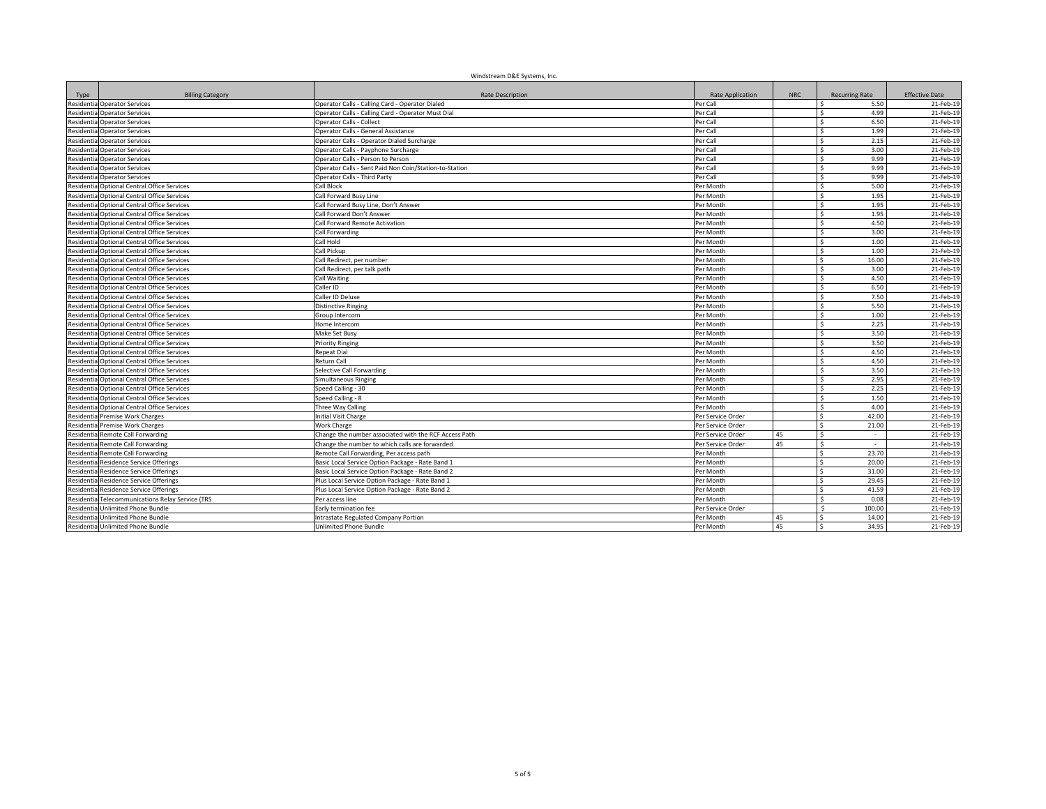Windstream D&E Systems, Inc.

| Type | Billing Category | Rate Description | Rate Application | NRC | Recurring Rate | Effective Date |
|---|---|---|---|---|---|---|
| Residentia | Operator Services | Operator Calls - Calling Card - Operator Dialed | Per Call | | $ 5.50 | 21-Feb-19 |
| Residentia | Operator Services | Operator Calls - Calling Card - Operator Must Dial | Per Call | | $ 4.99 | 21-Feb-19 |
| Residentia | Operator Services | Operator Calls - Collect | Per Call | | $ 6.50 | 21-Feb-19 |
| Residentia | Operator Services | Operator Calls - General Assistance | Per Call | | $ 1.99 | 21-Feb-19 |
| Residentia | Operator Services | Operator Calls - Operator Dialed Surcharge | Per Call | | $ 2.15 | 21-Feb-19 |
| Residentia | Operator Services | Operator Calls - Payphone Surcharge | Per Call | | $ 3.00 | 21-Feb-19 |
| Residentia | Operator Services | Operator Calls - Person to Person | Per Call | | $ 9.99 | 21-Feb-19 |
| Residentia | Operator Services | Operator Calls - Sent Paid Non Coin/Station-to-Station | Per Call | | $ 9.99 | 21-Feb-19 |
| Residentia | Operator Services | Operator Calls - Third Party | Per Call | | $ 9.99 | 21-Feb-19 |
| Residentia | Optional Central Office Services | Call Block | Per Month | | $ 5.00 | 21-Feb-19 |
| Residentia | Optional Central Office Services | Call Forward Busy Line | Per Month | | $ 1.95 | 21-Feb-19 |
| Residentia | Optional Central Office Services | Call Forward Busy Line, Don't Answer | Per Month | | $ 1.95 | 21-Feb-19 |
| Residentia | Optional Central Office Services | Call Forward Don't Answer | Per Month | | $ 1.95 | 21-Feb-19 |
| Residentia | Optional Central Office Services | Call Forward Remote Activation | Per Month | | $ 4.50 | 21-Feb-19 |
| Residentia | Optional Central Office Services | Call Forwarding | Per Month | | $ 3.00 | 21-Feb-19 |
| Residentia | Optional Central Office Services | Call Hold | Per Month | | $ 1.00 | 21-Feb-19 |
| Residentia | Optional Central Office Services | Call Pickup | Per Month | | $ 1.00 | 21-Feb-19 |
| Residentia | Optional Central Office Services | Call Redirect, per number | Per Month | | $ 16.00 | 21-Feb-19 |
| Residentia | Optional Central Office Services | Call Redirect, per talk path | Per Month | | $ 3.00 | 21-Feb-19 |
| Residentia | Optional Central Office Services | Call Waiting | Per Month | | $ 4.50 | 21-Feb-19 |
| Residentia | Optional Central Office Services | Caller ID | Per Month | | $ 6.50 | 21-Feb-19 |
| Residentia | Optional Central Office Services | Caller ID Deluxe | Per Month | | $ 7.50 | 21-Feb-19 |
| Residentia | Optional Central Office Services | Distinctive Ringing | Per Month | | $ 5.50 | 21-Feb-19 |
| Residentia | Optional Central Office Services | Group Intercom | Per Month | | $ 1.00 | 21-Feb-19 |
| Residentia | Optional Central Office Services | Home Intercom | Per Month | | $ 2.25 | 21-Feb-19 |
| Residentia | Optional Central Office Services | Make Set Busy | Per Month | | $ 3.50 | 21-Feb-19 |
| Residentia | Optional Central Office Services | Priority Ringing | Per Month | | $ 3.50 | 21-Feb-19 |
| Residentia | Optional Central Office Services | Repeat Dial | Per Month | | $ 4.50 | 21-Feb-19 |
| Residentia | Optional Central Office Services | Return Call | Per Month | | $ 4.50 | 21-Feb-19 |
| Residentia | Optional Central Office Services | Selective Call Forwarding | Per Month | | $ 3.50 | 21-Feb-19 |
| Residentia | Optional Central Office Services | Simultaneous Ringing | Per Month | | $ 2.95 | 21-Feb-19 |
| Residentia | Optional Central Office Services | Speed Calling - 30 | Per Month | | $ 2.25 | 21-Feb-19 |
| Residentia | Optional Central Office Services | Speed Calling - 8 | Per Month | | $ 1.50 | 21-Feb-19 |
| Residentia | Optional Central Office Services | Three Way Calling | Per Month | | $ 4.00 | 21-Feb-19 |
| Residentia | Premise Work Charges | Initial Visit Charge | Per Service Order | | $ 42.00 | 21-Feb-19 |
| Residentia | Premise Work Charges | Work Charge | Per Service Order | | $ 21.00 | 21-Feb-19 |
| Residentia | Remote Call Forwarding | Change the number associated with the RCF Access Path | Per Service Order | 45 | $ - | 21-Feb-19 |
| Residentia | Remote Call Forwarding | Change the number to which calls are forwarded | Per Service Order | 45 | $ - | 21-Feb-19 |
| Residentia | Remote Call Forwarding | Remote Call Forwarding, Per access path | Per Month | | $ 23.70 | 21-Feb-19 |
| Residentia | Residence Service Offerings | Basic Local Service Option Package - Rate Band 1 | Per Month | | $ 20.00 | 21-Feb-19 |
| Residentia | Residence Service Offerings | Basic Local Service Option Package - Rate Band 2 | Per Month | | $ 31.00 | 21-Feb-19 |
| Residentia | Residence Service Offerings | Plus Local Service Option Package - Rate Band 1 | Per Month | | $ 29.45 | 21-Feb-19 |
| Residentia | Residence Service Offerings | Plus Local Service Option Package - Rate Band 2 | Per Month | | $ 41.59 | 21-Feb-19 |
| Residentia | Telecommunications Relay Service (TRS | Per access line | Per Month | | $ 0.08 | 21-Feb-19 |
| Residentia | Unlimited Phone Bundle | Early termination fee | Per Service Order | | $ 100.00 | 21-Feb-19 |
| Residentia | Unlimited Phone Bundle | Intrastate Regulated Company Portion | Per Month | 45 | $ 14.00 | 21-Feb-19 |
| Residentia | Unlimited Phone Bundle | Unlimited Phone Bundle | Per Month | 45 | $ 34.95 | 21-Feb-19 |